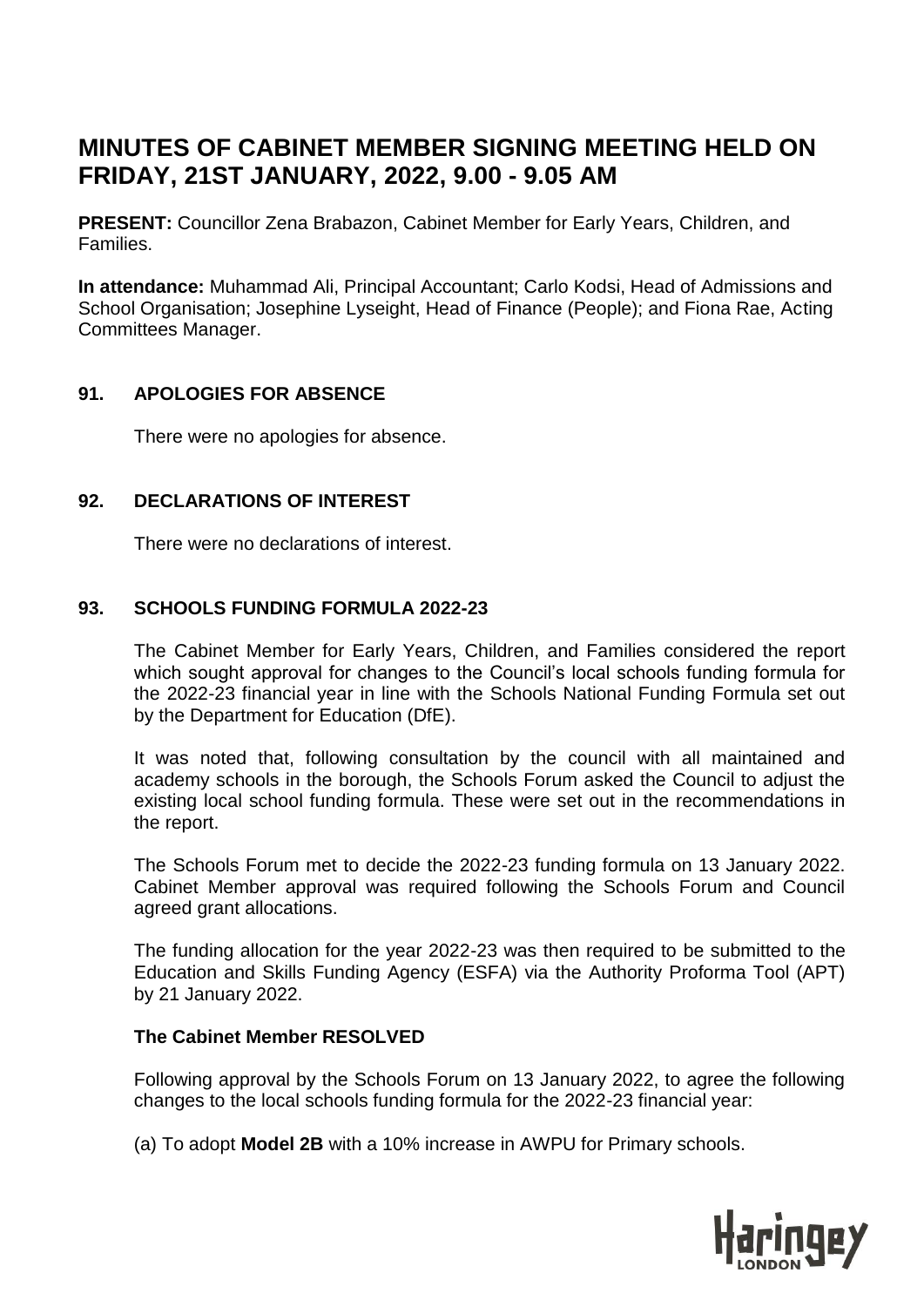# MINUTES OF CABINET MEMBER SIGNING MEETING HELD ON FRIDAY, 21ST JANUARY, 2022, 9.00 - 9.05 AM

**PRESENT:** Councillor Zena Brabazon, Cabinet Member for Early Years, Children, and Families.

**In attendance:** Muhammad Ali, Principal Accountant; Carlo Kodsi, Head of Admissions and School Organisation; Josephine Lyseight, Head of Finance (People); and Fiona Rae, Acting Committees Manager.

## 91. APOLOGIES FOR ABSENCE

There were no apologies for absence.

## 92. DECLARATIONS OF INTEREST

There were no declarations of interest.

## 93. SCHOOLS FUNDING FORMULA 2022-23

The Cabinet Member for Early Years, Children, and Families considered the report which sought approval for changes to the Council's local schools funding formula for the 2022-23 financial year in line with the Schools National Funding Formula set out by the Department for Education (DfE).

It was noted that, following consultation by the council with all maintained and academy schools in the borough, the Schools Forum asked the Council to adjust the existing local school funding formula. These were set out in the recommendations in the report.

The Schools Forum met to decide the 2022-23 funding formula on 13 January 2022. Cabinet Member approval was required following the Schools Forum and Council agreed grant allocations.

The funding allocation for the year 2022-23 was then required to be submitted to the Education and Skills Funding Agency (ESFA) via the Authority Proforma Tool (APT) by 21 January 2022.

**The Cabinet Member RESOLVED**

Following approval by the Schools Forum on 13 January 2022, to agree the following changes to the local schools funding formula for the 2022-23 financial year:

(a) To adopt **Model 2B** with a 10% increase in AWPU for Primary schools.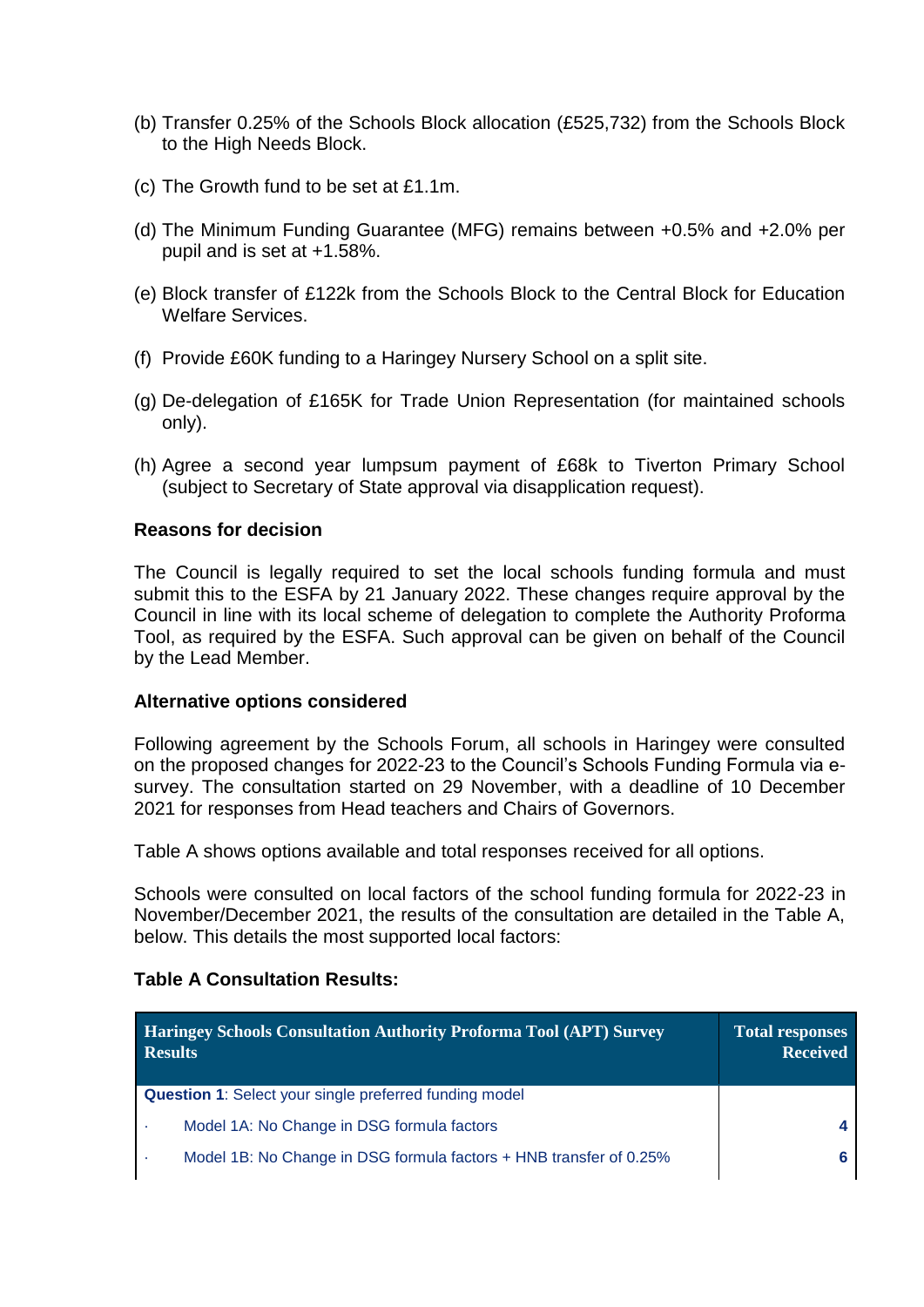(b) Transfer 0.25% of the Schools Block allocation (£525,732) from the Schools Block to the High Needs Block.

(c) The Growth fund to be set at £1.1m.

(d) The Minimum Funding Guarantee (MFG) remains between +0.5% and +2.0% per pupil and is set at +1.58%.

(e) Block transfer of £122k from the Schools Block to the Central Block for Education Welfare Services.

(f) Provide £60K funding to a Haringey Nursery School on a split site.

(g) De-delegation of £165K for Trade Union Representation (for maintained schools only).

(h) Agree a second year lumpsum payment of £68k to Tiverton Primary School (subject to Secretary of State approval via disapplication request).

**Reasons for decision**

The Council is legally required to set the local schools funding formula and must submit this to the ESFA by 21 January 2022. These changes require approval by the Council in line with its local scheme of delegation to complete the Authority Proforma Tool, as required by the ESFA. Such approval can be given on behalf of the Council by the Lead Member.

**Alternative options considered**

Following agreement by the Schools Forum, all schools in Haringey were consulted on the proposed changes for 2022-23 to the Council's Schools Funding Formula via e-survey. The consultation started on 29 November, with a deadline of 10 December 2021 for responses from Head teachers and Chairs of Governors.

Table A shows options available and total responses received for all options.

Schools were consulted on local factors of the school funding formula for 2022-23 in November/December 2021, the results of the consultation are detailed in the Table A, below. This details the most supported local factors:

**Table A Consultation Results:**

| Haringey Schools Consultation Authority Proforma Tool (APT) Survey Results | Total responses Received |
|---|---|
| **Question 1**: Select your single preferred funding model | |
| · Model 1A: No Change in DSG formula factors | 4 |
| · Model 1B: No Change in DSG formula factors + HNB transfer of 0.25% | 6 |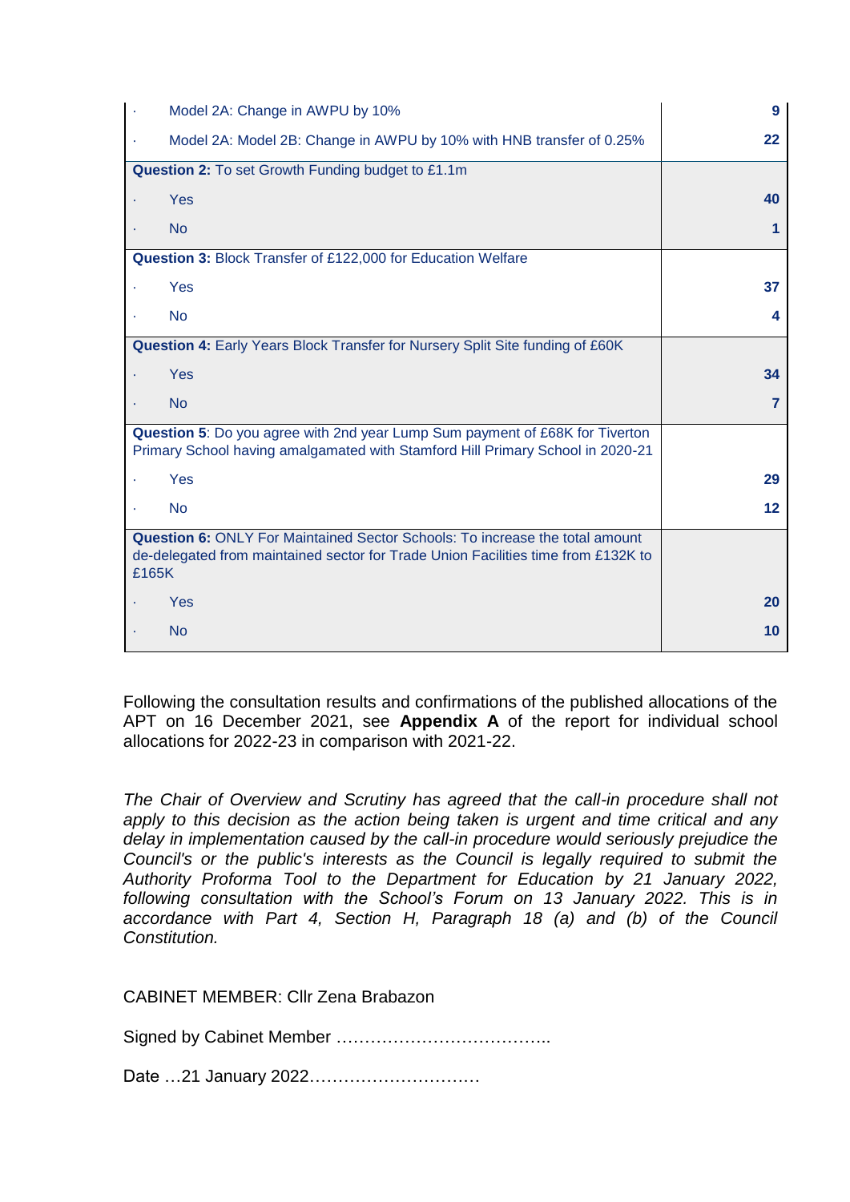| | |
|---|---|
| · Model 2A: Change in AWPU by 10% | **9** |
| · Model 2A: Model 2B: Change in AWPU by 10% with HNB transfer of 0.25% | **22** |
| **Question 2:** To set Growth Funding budget to £1.1m | |
| · Yes | **40** |
| · No | **1** |
| **Question 3:** Block Transfer of £122,000 for Education Welfare | |
| · Yes | **37** |
| · No | **4** |
| **Question 4:** Early Years Block Transfer for Nursery Split Site funding of £60K | |
| · Yes | **34** |
| · No | **7** |
| **Question 5**: Do you agree with 2nd year Lump Sum payment of £68K for Tiverton Primary School having amalgamated with Stamford Hill Primary School in 2020-21 | |
| · Yes | **29** |
| · No | **12** |
| **Question 6:** ONLY For Maintained Sector Schools: To increase the total amount de-delegated from maintained sector for Trade Union Facilities time from £132K to £165K | |
| · Yes | **20** |
| · No | **10** |

Following the consultation results and confirmations of the published allocations of the APT on 16 December 2021, see **Appendix A** of the report for individual school allocations for 2022-23 in comparison with 2021-22.

*The Chair of Overview and Scrutiny has agreed that the call-in procedure shall not apply to this decision as the action being taken is urgent and time critical and any delay in implementation caused by the call-in procedure would seriously prejudice the Council's or the public's interests as the Council is legally required to submit the Authority Proforma Tool to the Department for Education by 21 January 2022, following consultation with the School's Forum on 13 January 2022. This is in accordance with Part 4, Section H, Paragraph 18 (a) and (b) of the Council Constitution.*

CABINET MEMBER: Cllr Zena Brabazon

Signed by Cabinet Member ………………………………..

Date …21 January 2022…………………………